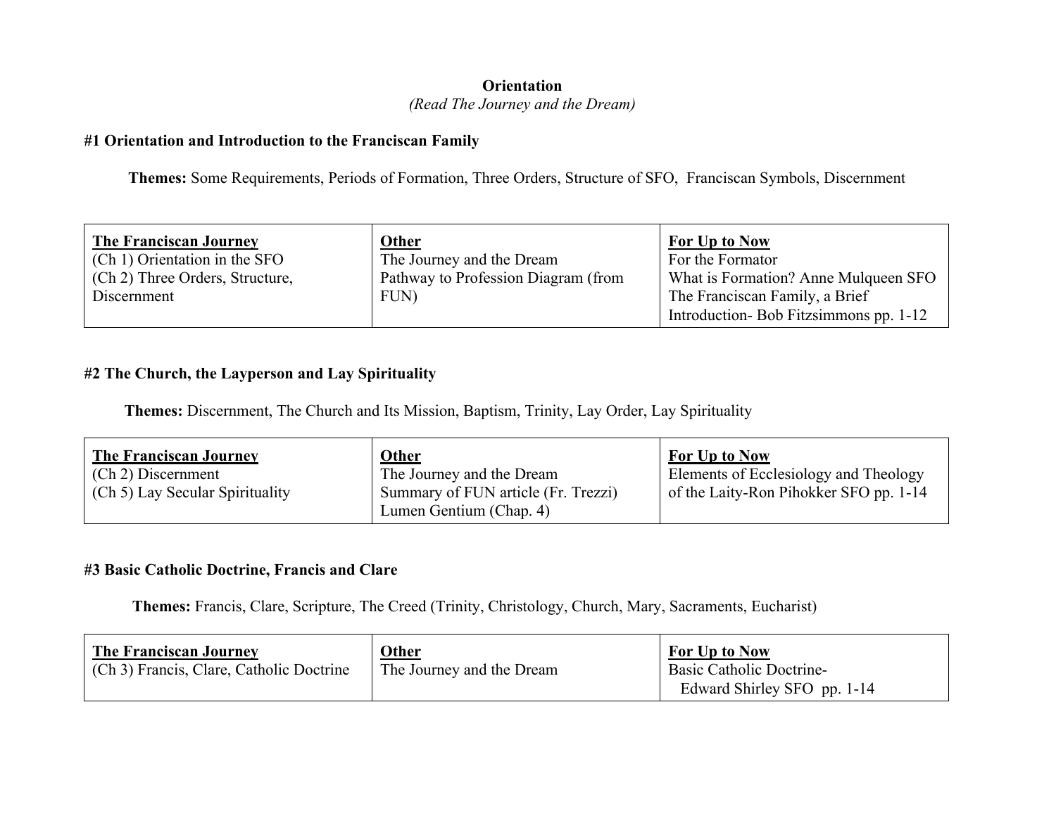# Orientation

*(Read The Journey and the Dream)*

## #1 Orientation and Introduction to the Franciscan Family

**Themes:** Some Requirements, Periods of Formation, Three Orders, Structure of SFO, Franciscan Symbols, Discernment

| The Franciscan Journey | Other | For Up to Now |
|---|---|---|
| (Ch 1) Orientation in the SFO<br>(Ch 2) Three Orders, Structure, Discernment | The Journey and the Dream<br>Pathway to Profession Diagram (from FUN) | For the Formator<br>What is Formation? Anne Mulqueen SFO<br>The Franciscan Family, a Brief Introduction- Bob Fitzsimmons pp. 1-12 |

## #2 The Church, the Layperson and Lay Spirituality

**Themes:** Discernment, The Church and Its Mission, Baptism, Trinity, Lay Order, Lay Spirituality

| The Franciscan Journey | Other | For Up to Now |
|---|---|---|
| (Ch 2) Discernment<br>(Ch 5) Lay Secular Spirituality | The Journey and the Dream<br>Summary of FUN article (Fr. Trezzi)<br>Lumen Gentium (Chap. 4) | Elements of Ecclesiology and Theology of the Laity-Ron Pihokker SFO pp. 1-14 |

## #3 Basic Catholic Doctrine, Francis and Clare

**Themes:** Francis, Clare, Scripture, The Creed (Trinity, Christology, Church, Mary, Sacraments, Eucharist)

| The Franciscan Journey | Other | For Up to Now |
|---|---|---|
| (Ch 3) Francis, Clare, Catholic Doctrine | The Journey and the Dream | Basic Catholic Doctrine-<br>Edward Shirley SFO pp. 1-14 |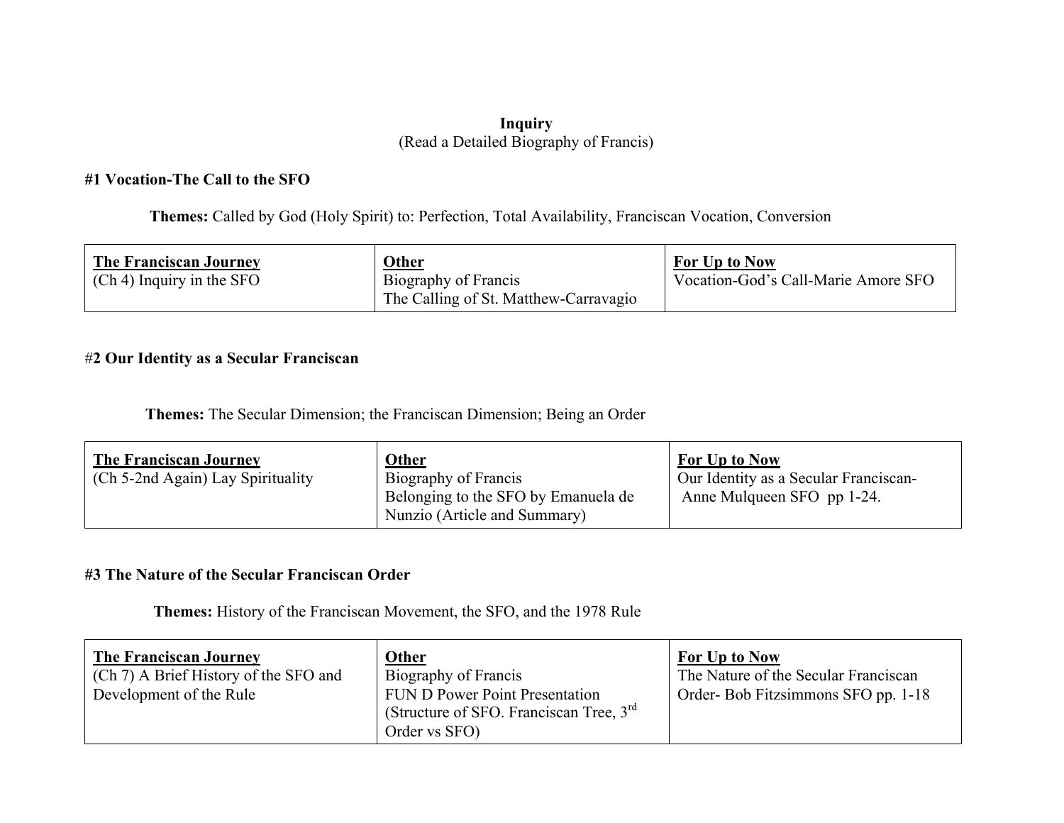**Inquiry**
(Read a Detailed Biography of Francis)

**#1 Vocation-The Call to the SFO**

**Themes:** Called by God (Holy Spirit) to: Perfection, Total Availability, Franciscan Vocation, Conversion

| **The Franciscan Journey** | **Other** | **For Up to Now** |
|---|---|---|
| (Ch 4) Inquiry in the SFO | Biography of Francis<br>The Calling of St. Matthew-Carravagio | Vocation-God's Call-Marie Amore SFO |

#**2 Our Identity as a Secular Franciscan**

**Themes:** The Secular Dimension; the Franciscan Dimension; Being an Order

| **The Franciscan Journey** | **Other** | **For Up to Now** |
|---|---|---|
| (Ch 5-2nd Again) Lay Spirituality | Biography of Francis<br>Belonging to the SFO by Emanuela de Nunzio (Article and Summary) | Our Identity as a Secular Franciscan- Anne Mulqueen SFO pp 1-24. |

**#3 The Nature of the Secular Franciscan Order**

**Themes:** History of the Franciscan Movement, the SFO, and the 1978 Rule

| **The Franciscan Journey** | **Other** | **For Up to Now** |
|---|---|---|
| (Ch 7) A Brief History of the SFO and Development of the Rule | Biography of Francis<br>FUN D Power Point Presentation (Structure of SFO. Franciscan Tree, 3rd Order vs SFO) | The Nature of the Secular Franciscan Order- Bob Fitzsimmons SFO pp. 1-18 |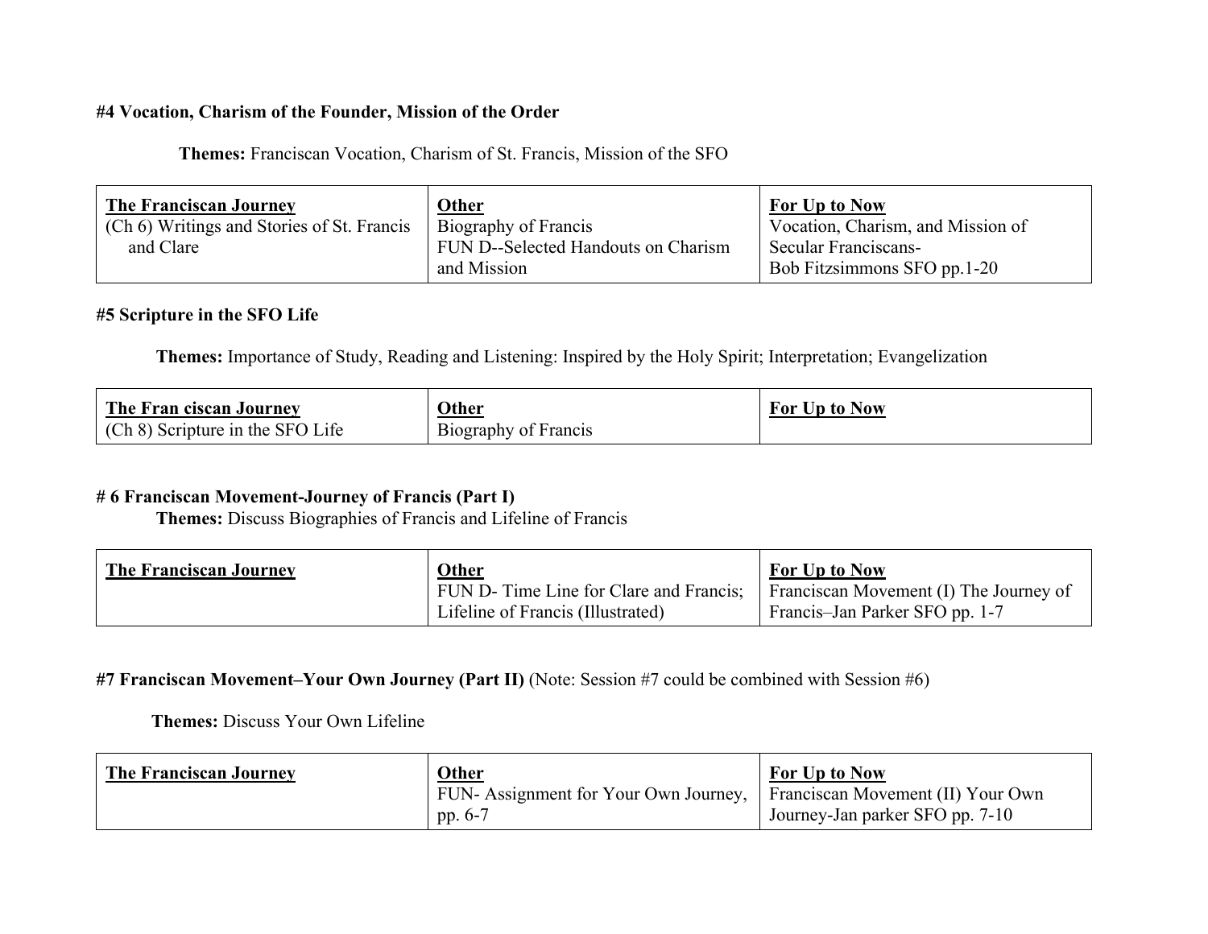**#4 Vocation, Charism of the Founder, Mission of the Order**

**Themes:** Franciscan Vocation, Charism of St. Francis, Mission of the SFO

| The Franciscan Journey | Other | For Up to Now |
|---|---|---|
| (Ch 6) Writings and Stories of St. Francis and Clare | Biography of Francis<br>FUN D--Selected Handouts on Charism and Mission | Vocation, Charism, and Mission of Secular Franciscans-<br>Bob Fitzsimmons SFO pp.1-20 |

**#5 Scripture in the SFO Life**

**Themes:** Importance of Study, Reading and Listening: Inspired by the Holy Spirit; Interpretation; Evangelization

| The Fran ciscan Journey | Other | For Up to Now |
|---|---|---|
| (Ch 8) Scripture in the SFO Life | Biography of Francis | |

**# 6 Franciscan Movement-Journey of Francis (Part I)**

**Themes:** Discuss Biographies of Francis and Lifeline of Francis

| The Franciscan Journey | Other | For Up to Now |
|---|---|---|
| | FUN D- Time Line for Clare and Francis; Lifeline of Francis (Illustrated) | Franciscan Movement (I) The Journey of Francis–Jan Parker SFO pp. 1-7 |

**#7 Franciscan Movement–Your Own Journey (Part II)** (Note: Session #7 could be combined with Session #6)

**Themes:** Discuss Your Own Lifeline

| The Franciscan Journey | Other | For Up to Now |
|---|---|---|
| | FUN- Assignment for Your Own Journey, pp. 6-7 | Franciscan Movement (II) Your Own Journey-Jan parker SFO pp. 7-10 |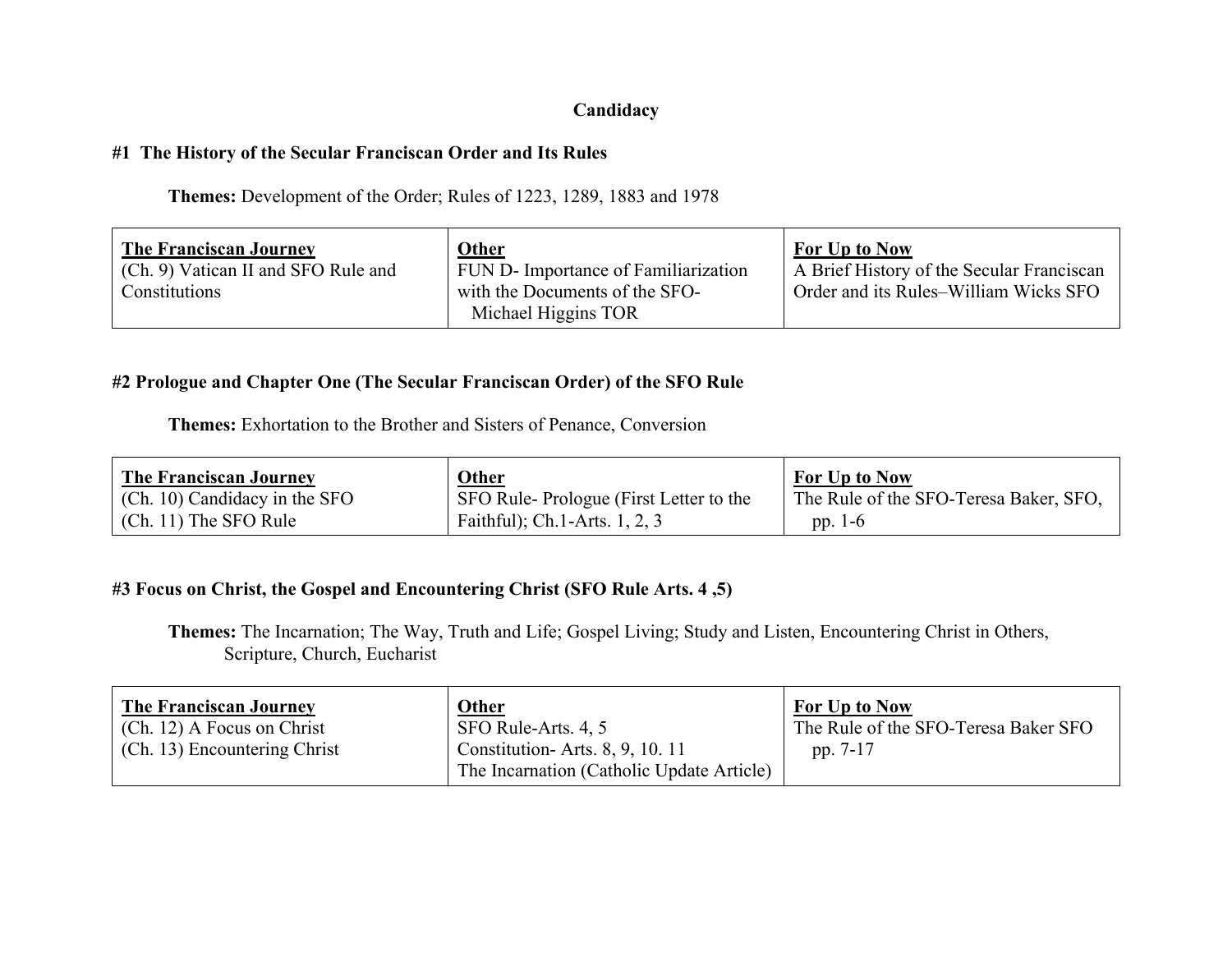## Candidacy

### #1 The History of the Secular Franciscan Order and Its Rules

**Themes:** Development of the Order; Rules of 1223, 1289, 1883 and 1978

| The Franciscan Journey | Other | For Up to Now |
|---|---|---|
| (Ch. 9) Vatican II and SFO Rule and Constitutions | FUN D- Importance of Familiarization with the Documents of the SFO- Michael Higgins TOR | A Brief History of the Secular Franciscan Order and its Rules–William Wicks SFO |

### #2 Prologue and Chapter One (The Secular Franciscan Order) of the SFO Rule

**Themes:** Exhortation to the Brother and Sisters of Penance, Conversion

| The Franciscan Journey | Other | For Up to Now |
|---|---|---|
| (Ch. 10) Candidacy in the SFO<br>(Ch. 11) The SFO Rule | SFO Rule- Prologue (First Letter to the Faithful); Ch.1-Arts. 1, 2, 3 | The Rule of the SFO-Teresa Baker, SFO, pp. 1-6 |

### #3 Focus on Christ, the Gospel and Encountering Christ (SFO Rule Arts. 4 ,5)

**Themes:** The Incarnation; The Way, Truth and Life; Gospel Living; Study and Listen, Encountering Christ in Others, Scripture, Church, Eucharist

| The Franciscan Journey | Other | For Up to Now |
|---|---|---|
| (Ch. 12) A Focus on Christ<br>(Ch. 13) Encountering Christ | SFO Rule-Arts. 4, 5<br>Constitution- Arts. 8, 9, 10. 11<br>The Incarnation (Catholic Update Article) | The Rule of the SFO-Teresa Baker SFO pp. 7-17 |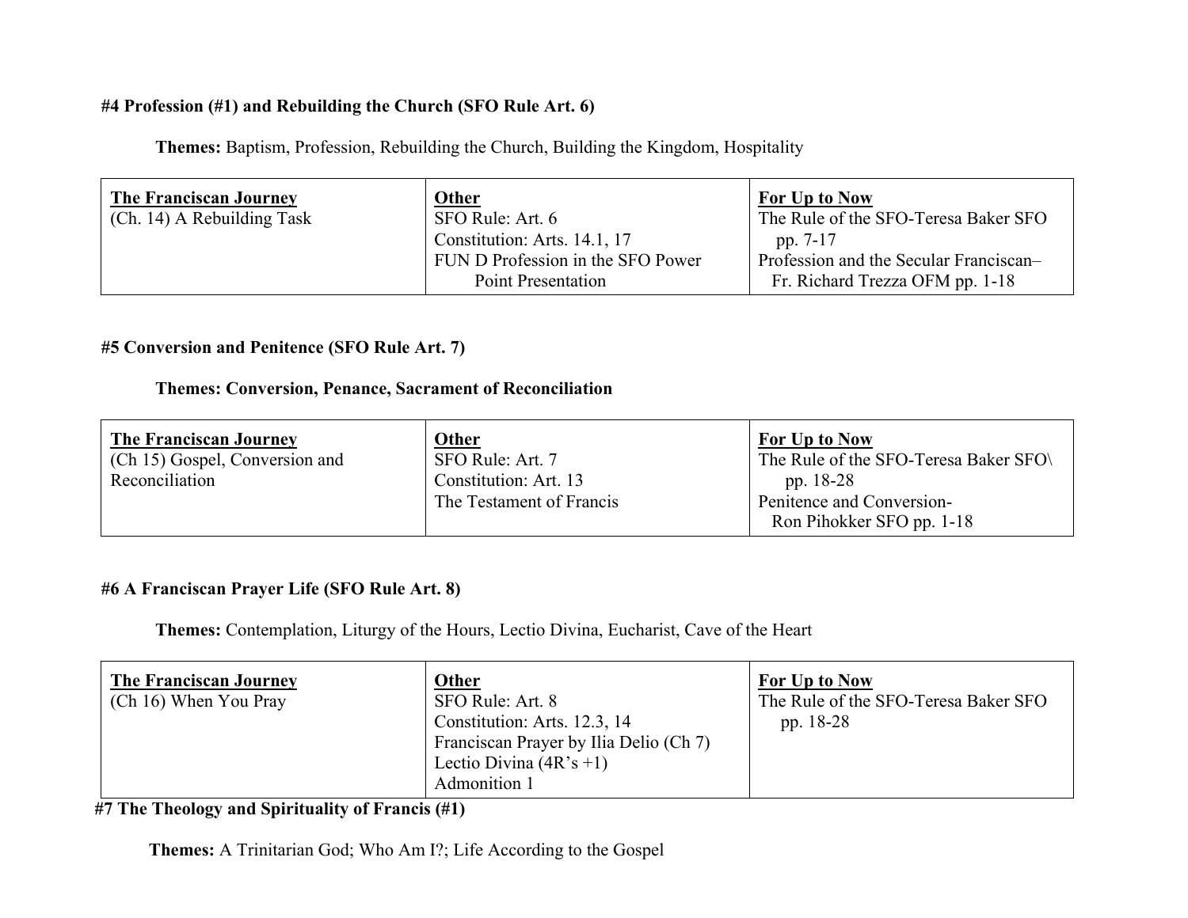**#4 Profession (#1) and Rebuilding the Church (SFO Rule Art. 6)**

**Themes:** Baptism, Profession, Rebuilding the Church, Building the Kingdom, Hospitality

| **The Franciscan Journey** | **Other** | **For Up to Now** |
|---|---|---|
| (Ch. 14) A Rebuilding Task | SFO Rule: Art. 6<br>Constitution: Arts. 14.1, 17<br>FUN D Profession in the SFO Power Point Presentation | The Rule of the SFO-Teresa Baker SFO pp. 7-17<br>Profession and the Secular Franciscan– Fr. Richard Trezza OFM pp. 1-18 |

**#5 Conversion and Penitence (SFO Rule Art. 7)**

**Themes: Conversion, Penance, Sacrament of Reconciliation**

| **The Franciscan Journey** | **Other** | **For Up to Now** |
|---|---|---|
| (Ch 15) Gospel, Conversion and Reconciliation | SFO Rule: Art. 7<br>Constitution: Art. 13<br>The Testament of Francis | The Rule of the SFO-Teresa Baker SFO\ pp. 18-28<br>Penitence and Conversion- Ron Pihokker SFO pp. 1-18 |

**#6 A Franciscan Prayer Life (SFO Rule Art. 8)**

**Themes:** Contemplation, Liturgy of the Hours, Lectio Divina, Eucharist, Cave of the Heart

| **The Franciscan Journey** | **Other** | **For Up to Now** |
|---|---|---|
| (Ch 16) When You Pray | SFO Rule: Art. 8<br>Constitution: Arts. 12.3, 14<br>Franciscan Prayer by Ilia Delio (Ch 7)<br>Lectio Divina (4R's +1)<br>Admonition 1 | The Rule of the SFO-Teresa Baker SFO pp. 18-28 |

**#7 The Theology and Spirituality of Francis (#1)**

**Themes:** A Trinitarian God; Who Am I?; Life According to the Gospel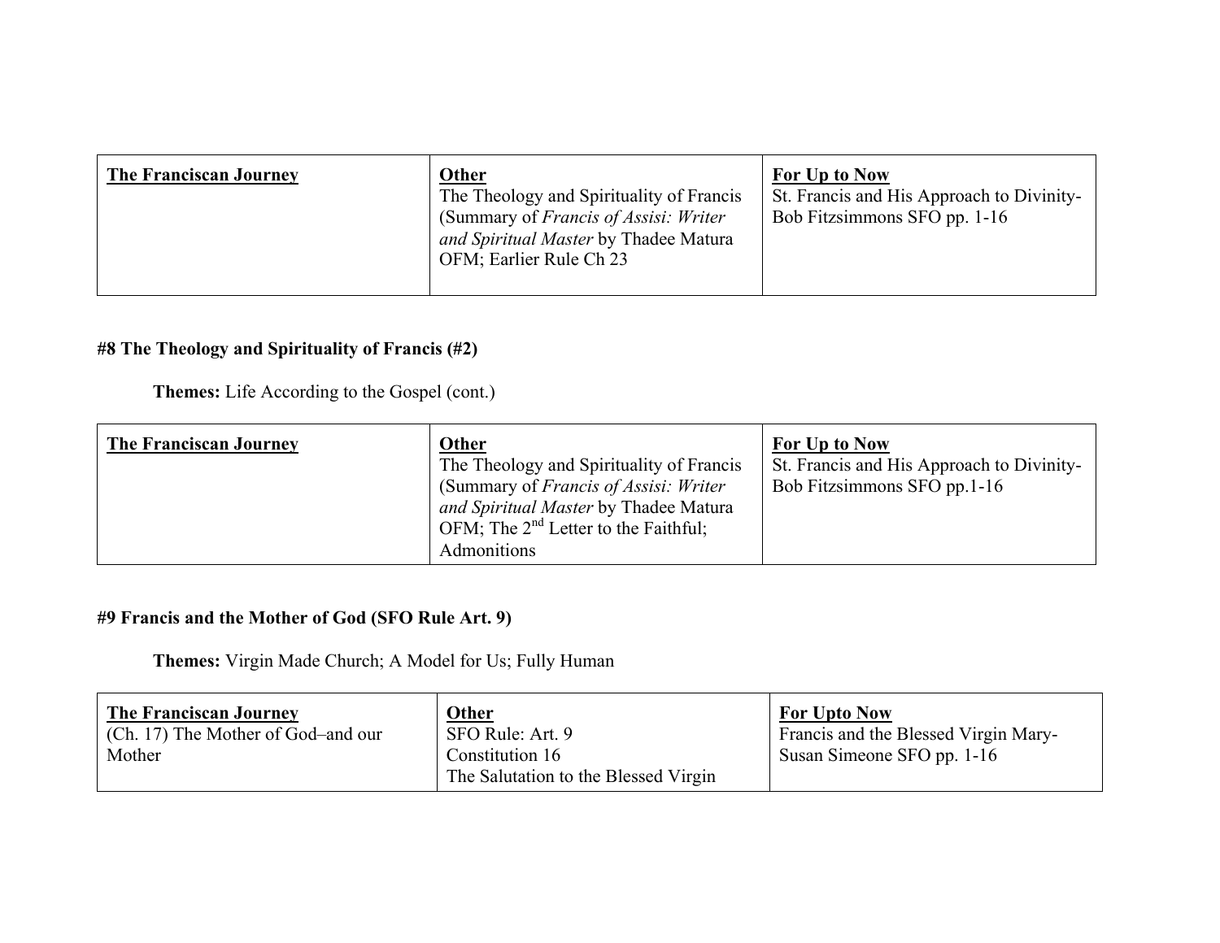| **The Franciscan Journey** | **Other** | **For Up to Now** |
|---|---|---|
| | The Theology and Spirituality of Francis (Summary of *Francis of Assisi: Writer and Spiritual Master* by Thadee Matura OFM; Earlier Rule Ch 23 | St. Francis and His Approach to Divinity- Bob Fitzsimmons SFO pp. 1-16 |

**#8 The Theology and Spirituality of Francis (#2)**

**Themes:** Life According to the Gospel (cont.)

| **The Franciscan Journey** | **Other** | **For Up to Now** |
|---|---|---|
| | The Theology and Spirituality of Francis (Summary of *Francis of Assisi: Writer and Spiritual Master* by Thadee Matura OFM; The 2nd Letter to the Faithful; Admonitions | St. Francis and His Approach to Divinity- Bob Fitzsimmons SFO pp.1-16 |

**#9 Francis and the Mother of God (SFO Rule Art. 9)**

**Themes:** Virgin Made Church; A Model for Us; Fully Human

| **The Franciscan Journey** | **Other** | **For Upto Now** |
|---|---|---|
| (Ch. 17) The Mother of God–and our Mother | SFO Rule: Art. 9<br>Constitution 16<br>The Salutation to the Blessed Virgin | Francis and the Blessed Virgin Mary- Susan Simeone SFO pp. 1-16 |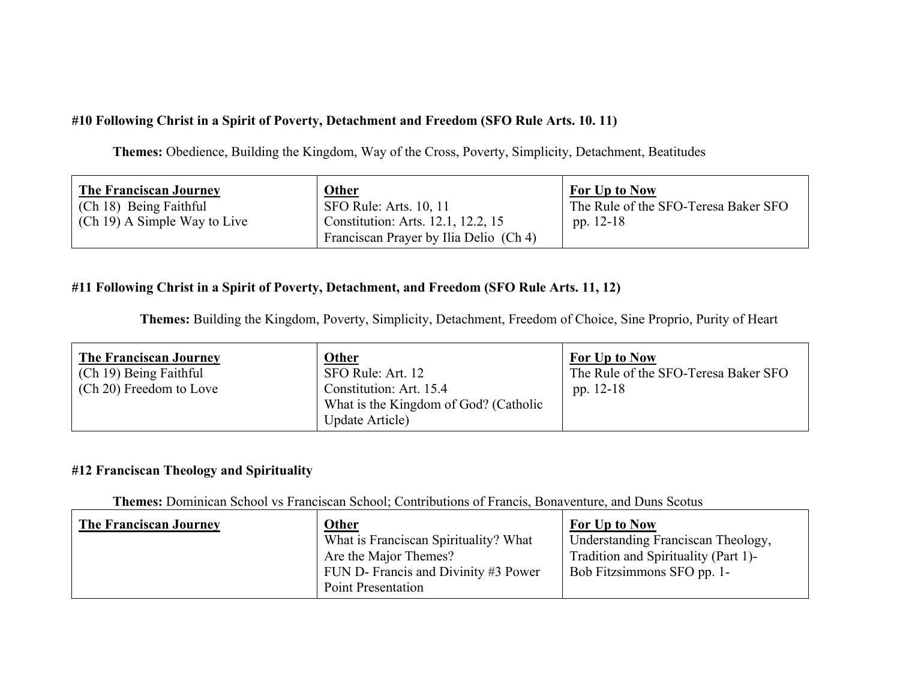**#10 Following Christ in a Spirit of Poverty, Detachment and Freedom (SFO Rule Arts. 10. 11)**

**Themes:** Obedience, Building the Kingdom, Way of the Cross, Poverty, Simplicity, Detachment, Beatitudes

| **The Franciscan Journey** | **Other** | **For Up to Now** |
|---|---|---|
| (Ch 18) Being Faithful<br>(Ch 19) A Simple Way to Live | SFO Rule: Arts. 10, 11<br>Constitution: Arts. 12.1, 12.2, 15<br>Franciscan Prayer by Ilia Delio (Ch 4) | The Rule of the SFO-Teresa Baker SFO pp. 12-18 |

**#11 Following Christ in a Spirit of Poverty, Detachment, and Freedom (SFO Rule Arts. 11, 12)**

**Themes:** Building the Kingdom, Poverty, Simplicity, Detachment, Freedom of Choice, Sine Proprio, Purity of Heart

| **The Franciscan Journey** | **Other** | **For Up to Now** |
|---|---|---|
| (Ch 19) Being Faithful<br>(Ch 20) Freedom to Love | SFO Rule: Art. 12<br>Constitution: Art. 15.4<br>What is the Kingdom of God? (Catholic Update Article) | The Rule of the SFO-Teresa Baker SFO pp. 12-18 |

**#12 Franciscan Theology and Spirituality**

**Themes:** Dominican School vs Franciscan School; Contributions of Francis, Bonaventure, and Duns Scotus

| **The Franciscan Journey** | **Other** | **For Up to Now** |
|---|---|---|
| | What is Franciscan Spirituality? What Are the Major Themes?<br>FUN D- Francis and Divinity #3 Power Point Presentation | Understanding Franciscan Theology, Tradition and Spirituality (Part 1)- Bob Fitzsimmons SFO pp. 1- |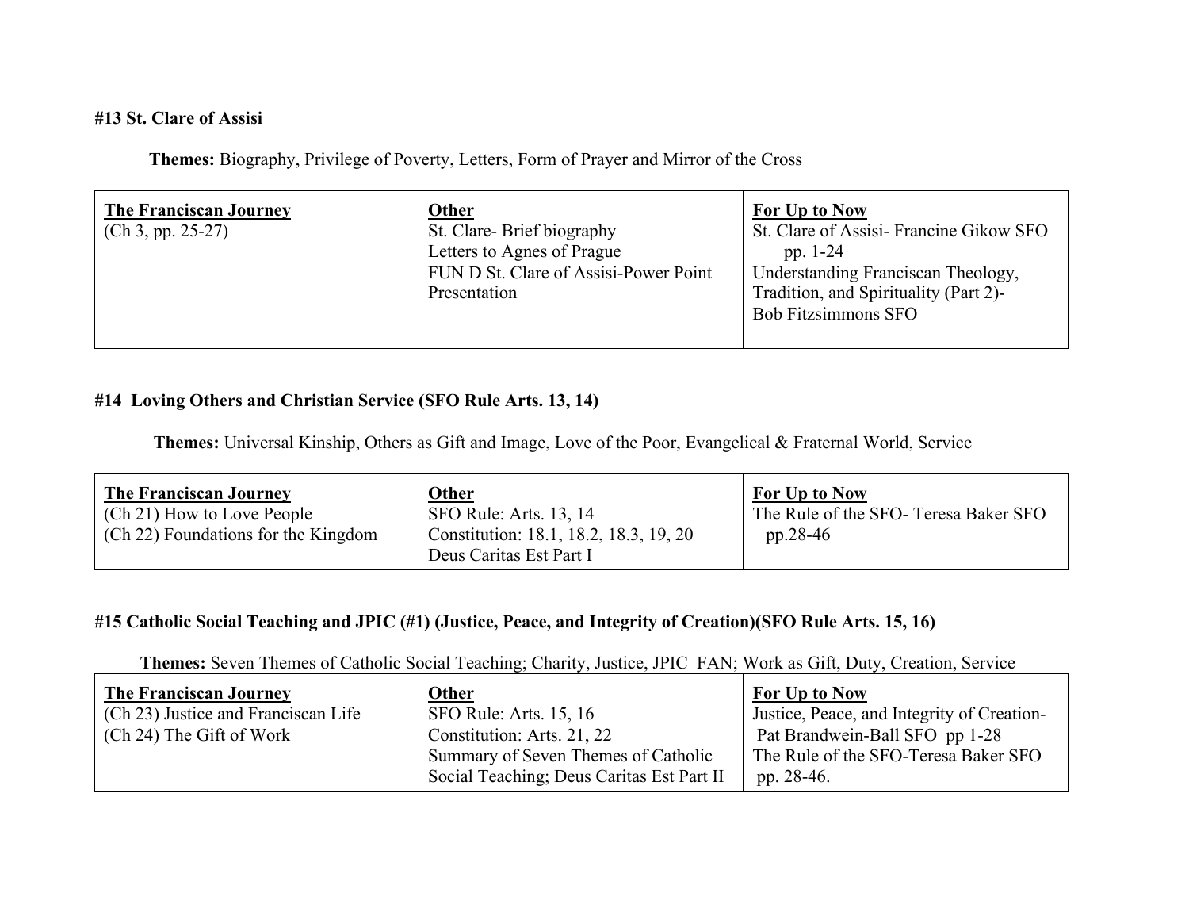**#13 St. Clare of Assisi**

**Themes:** Biography, Privilege of Poverty, Letters, Form of Prayer and Mirror of the Cross

| The Franciscan Journey | Other | For Up to Now |
|---|---|---|
| (Ch 3, pp. 25-27) | St. Clare- Brief biography<br>Letters to Agnes of Prague<br>FUN D St. Clare of Assisi-Power Point Presentation | St. Clare of Assisi- Francine Gikow SFO pp. 1-24<br>Understanding Franciscan Theology, Tradition, and Spirituality (Part 2)- Bob Fitzsimmons SFO |

**#14 Loving Others and Christian Service (SFO Rule Arts. 13, 14)**

**Themes:** Universal Kinship, Others as Gift and Image, Love of the Poor, Evangelical & Fraternal World, Service

| The Franciscan Journey | Other | For Up to Now |
|---|---|---|
| (Ch 21) How to Love People<br>(Ch 22) Foundations for the Kingdom | SFO Rule: Arts. 13, 14<br>Constitution: 18.1, 18.2, 18.3, 19, 20<br>Deus Caritas Est Part I | The Rule of the SFO- Teresa Baker SFO pp.28-46 |

**#15 Catholic Social Teaching and JPIC (#1) (Justice, Peace, and Integrity of Creation)(SFO Rule Arts. 15, 16)**

**Themes:** Seven Themes of Catholic Social Teaching; Charity, Justice, JPIC FAN; Work as Gift, Duty, Creation, Service

| The Franciscan Journey | Other | For Up to Now |
|---|---|---|
| (Ch 23) Justice and Franciscan Life<br>(Ch 24) The Gift of Work | SFO Rule: Arts. 15, 16<br>Constitution: Arts. 21, 22<br>Summary of Seven Themes of Catholic Social Teaching; Deus Caritas Est Part II | Justice, Peace, and Integrity of Creation- Pat Brandwein-Ball SFO pp 1-28<br>The Rule of the SFO-Teresa Baker SFO pp. 28-46. |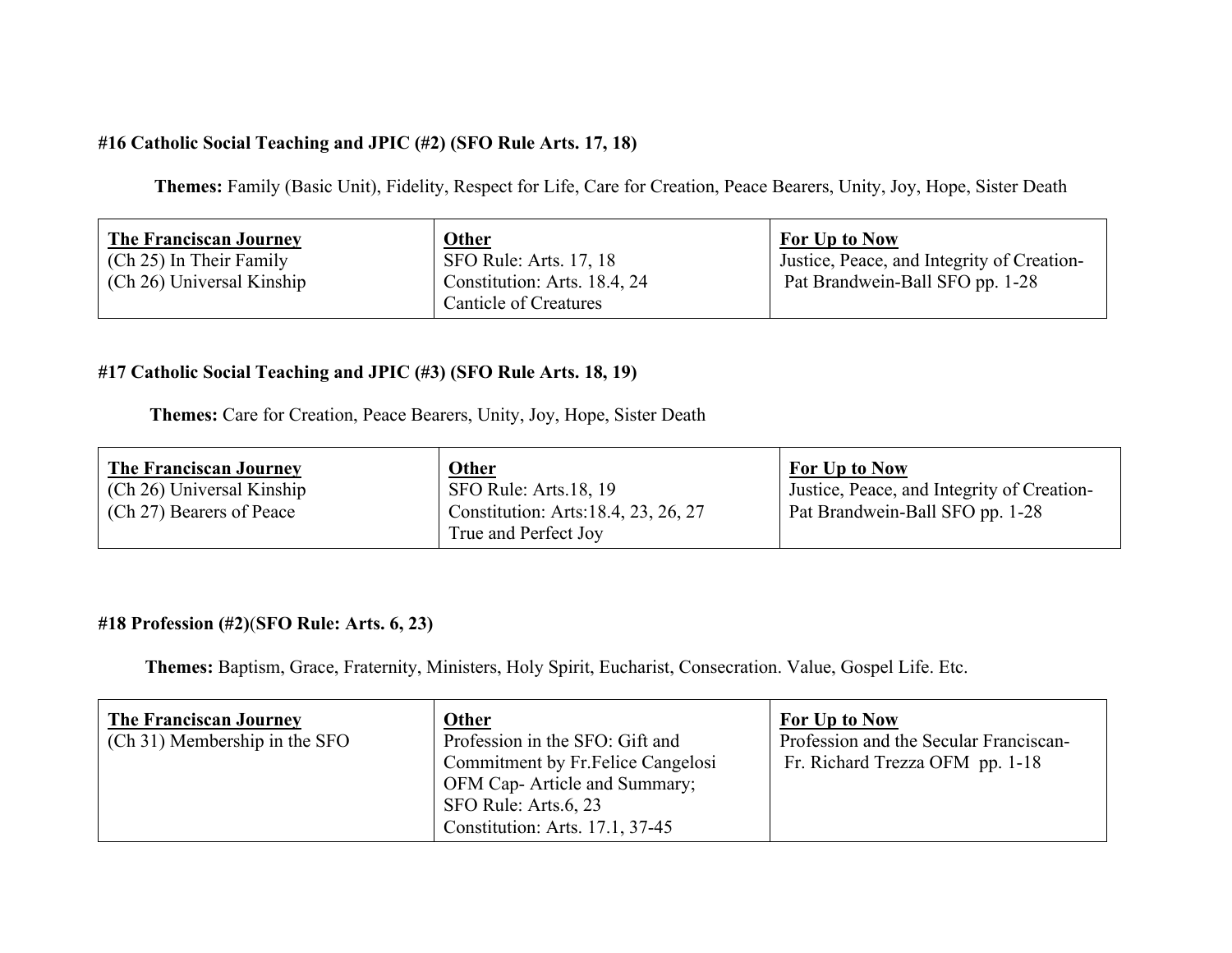**#16 Catholic Social Teaching and JPIC (#2) (SFO Rule Arts. 17, 18)**

**Themes:** Family (Basic Unit), Fidelity, Respect for Life, Care for Creation, Peace Bearers, Unity, Joy, Hope, Sister Death

| The Franciscan Journey | Other | For Up to Now |
|---|---|---|
| (Ch 25) In Their Family<br>(Ch 26) Universal Kinship | SFO Rule: Arts. 17, 18<br>Constitution: Arts. 18.4, 24<br>Canticle of Creatures | Justice, Peace, and Integrity of Creation- Pat Brandwein-Ball SFO pp. 1-28 |

**#17 Catholic Social Teaching and JPIC (#3) (SFO Rule Arts. 18, 19)**

**Themes:** Care for Creation, Peace Bearers, Unity, Joy, Hope, Sister Death

| The Franciscan Journey | Other | For Up to Now |
|---|---|---|
| (Ch 26) Universal Kinship<br>(Ch 27) Bearers of Peace | SFO Rule: Arts.18, 19<br>Constitution: Arts:18.4, 23, 26, 27<br>True and Perfect Joy | Justice, Peace, and Integrity of Creation- Pat Brandwein-Ball SFO pp. 1-28 |

**#18 Profession (#2)(SFO Rule: Arts. 6, 23)**

**Themes:** Baptism, Grace, Fraternity, Ministers, Holy Spirit, Eucharist, Consecration. Value, Gospel Life. Etc.

| The Franciscan Journey | Other | For Up to Now |
|---|---|---|
| (Ch 31) Membership in the SFO | Profession in the SFO: Gift and Commitment by Fr.Felice Cangelosi OFM Cap- Article and Summary;<br>SFO Rule: Arts.6, 23<br>Constitution: Arts. 17.1, 37-45 | Profession and the Secular Franciscan- Fr. Richard Trezza OFM pp. 1-18 |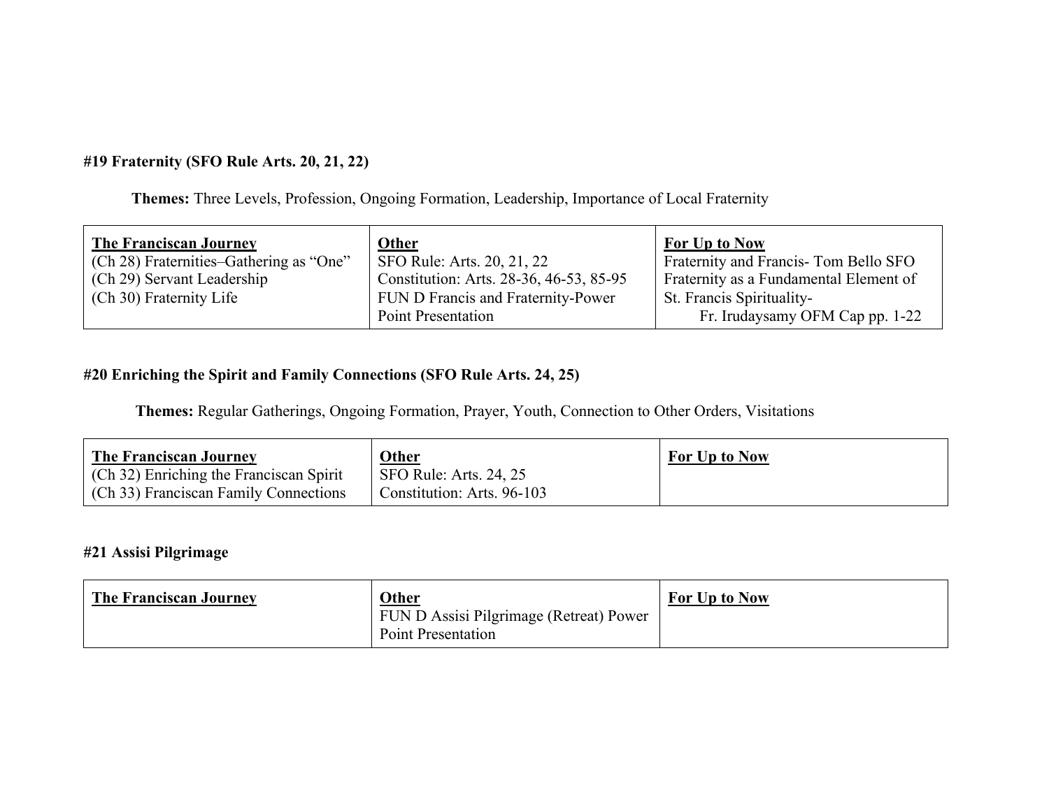**#19 Fraternity (SFO Rule Arts. 20, 21, 22)**

**Themes:** Three Levels, Profession, Ongoing Formation, Leadership, Importance of Local Fraternity

| **The Franciscan Journey** | **Other** | **For Up to Now** |
|---|---|---|
| (Ch 28) Fraternities–Gathering as "One"<br>(Ch 29) Servant Leadership<br>(Ch 30) Fraternity Life | SFO Rule: Arts. 20, 21, 22<br>Constitution: Arts. 28-36, 46-53, 85-95<br>FUN D Francis and Fraternity-Power Point Presentation | Fraternity and Francis- Tom Bello SFO<br>Fraternity as a Fundamental Element of St. Francis Spirituality-<br>Fr. Irudaysamy OFM Cap pp. 1-22 |

**#20 Enriching the Spirit and Family Connections (SFO Rule Arts. 24, 25)**

**Themes:** Regular Gatherings, Ongoing Formation, Prayer, Youth, Connection to Other Orders, Visitations

| **The Franciscan Journey** | **Other** | **For Up to Now** |
|---|---|---|
| (Ch 32) Enriching the Franciscan Spirit<br>(Ch 33) Franciscan Family Connections | SFO Rule: Arts. 24, 25<br>Constitution: Arts. 96-103 | |

**#21 Assisi Pilgrimage**

| **The Franciscan Journey** | **Other** | **For Up to Now** |
|---|---|---|
| | FUN D Assisi Pilgrimage (Retreat) Power Point Presentation | |